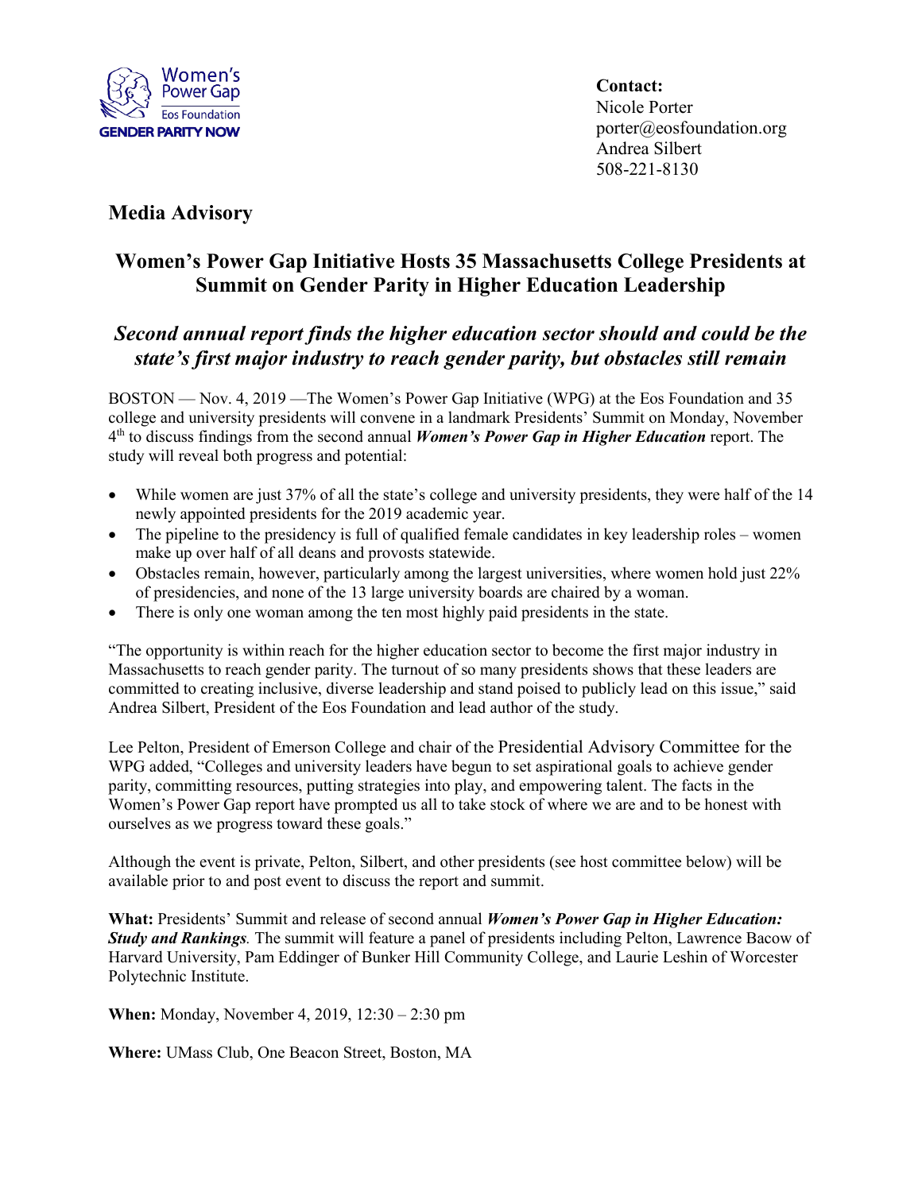Women's Power Gap
Eos Foundation
GENDER PARITY NOW

**Contact:**
Nicole Porter
porter@eosfoundation.org
Andrea Silbert
508-221-8130

## Media Advisory

# Women's Power Gap Initiative Hosts 35 Massachusetts College Presidents at Summit on Gender Parity in Higher Education Leadership

## *Second annual report finds the higher education sector should and could be the state's first major industry to reach gender parity, but obstacles still remain*

BOSTON — Nov. 4, 2019 —The Women's Power Gap Initiative (WPG) at the Eos Foundation and 35 college and university presidents will convene in a landmark Presidents' Summit on Monday, November 4th to discuss findings from the second annual ***Women's Power Gap in Higher Education*** report. The study will reveal both progress and potential:

- While women are just 37% of all the state's college and university presidents, they were half of the 14 newly appointed presidents for the 2019 academic year.
- The pipeline to the presidency is full of qualified female candidates in key leadership roles – women make up over half of all deans and provosts statewide.
- Obstacles remain, however, particularly among the largest universities, where women hold just 22% of presidencies, and none of the 13 large university boards are chaired by a woman.
- There is only one woman among the ten most highly paid presidents in the state.

"The opportunity is within reach for the higher education sector to become the first major industry in Massachusetts to reach gender parity. The turnout of so many presidents shows that these leaders are committed to creating inclusive, diverse leadership and stand poised to publicly lead on this issue," said Andrea Silbert, President of the Eos Foundation and lead author of the study.

Lee Pelton, President of Emerson College and chair of the Presidential Advisory Committee for the WPG added, "Colleges and university leaders have begun to set aspirational goals to achieve gender parity, committing resources, putting strategies into play, and empowering talent. The facts in the Women's Power Gap report have prompted us all to take stock of where we are and to be honest with ourselves as we progress toward these goals."

Although the event is private, Pelton, Silbert, and other presidents (see host committee below) will be available prior to and post event to discuss the report and summit.

**What:** Presidents' Summit and release of second annual ***Women's Power Gap in Higher Education: Study and Rankings****.* The summit will feature a panel of presidents including Pelton, Lawrence Bacow of Harvard University, Pam Eddinger of Bunker Hill Community College, and Laurie Leshin of Worcester Polytechnic Institute.

**When:** Monday, November 4, 2019, 12:30 – 2:30 pm

**Where:** UMass Club, One Beacon Street, Boston, MA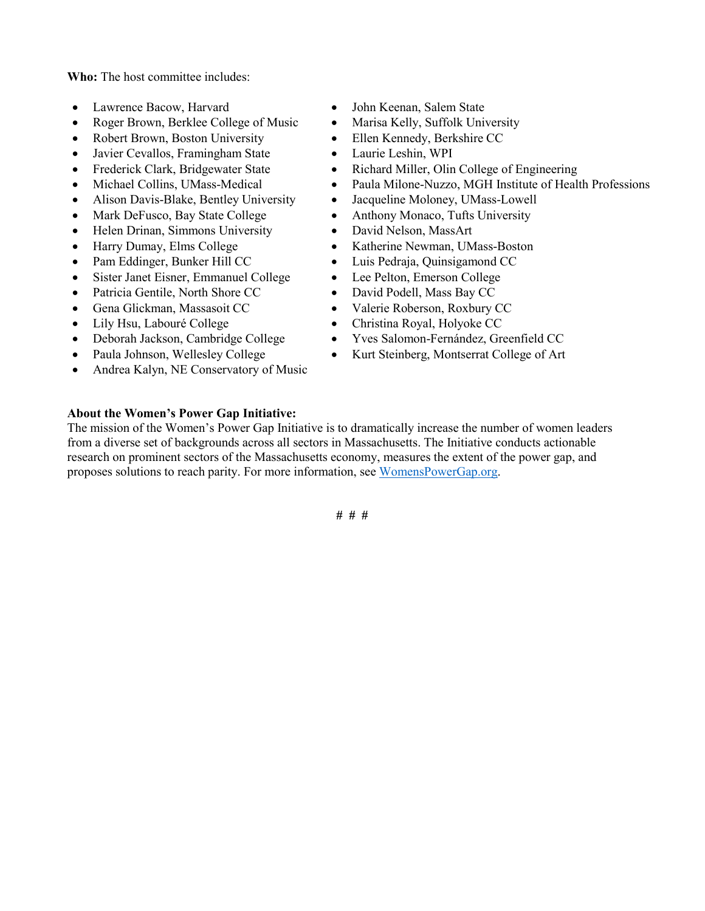**Who:** The host committee includes:

- Lawrence Bacow, Harvard
- Roger Brown, Berklee College of Music
- Robert Brown, Boston University
- Javier Cevallos, Framingham State
- Frederick Clark, Bridgewater State
- Michael Collins, UMass-Medical
- Alison Davis-Blake, Bentley University
- Mark DeFusco, Bay State College
- Helen Drinan, Simmons University
- Harry Dumay, Elms College
- Pam Eddinger, Bunker Hill CC
- Sister Janet Eisner, Emmanuel College
- Patricia Gentile, North Shore CC
- Gena Glickman, Massasoit CC
- Lily Hsu, Labouré College
- Deborah Jackson, Cambridge College
- Paula Johnson, Wellesley College
- Andrea Kalyn, NE Conservatory of Music
- John Keenan, Salem State
- Marisa Kelly, Suffolk University
- Ellen Kennedy, Berkshire CC
- Laurie Leshin, WPI
- Richard Miller, Olin College of Engineering
- Paula Milone-Nuzzo, MGH Institute of Health Professions
- Jacqueline Moloney, UMass-Lowell
- Anthony Monaco, Tufts University
- David Nelson, MassArt
- Katherine Newman, UMass-Boston
- Luis Pedraja, Quinsigamond CC
- Lee Pelton, Emerson College
- David Podell, Mass Bay CC
- Valerie Roberson, Roxbury CC
- Christina Royal, Holyoke CC
- Yves Salomon-Fernández, Greenfield CC
- Kurt Steinberg, Montserrat College of Art

**About the Women's Power Gap Initiative:**
The mission of the Women's Power Gap Initiative is to dramatically increase the number of women leaders from a diverse set of backgrounds across all sectors in Massachusetts. The Initiative conducts actionable research on prominent sectors of the Massachusetts economy, measures the extent of the power gap, and proposes solutions to reach parity. For more information, see WomensPowerGap.org.

# # #